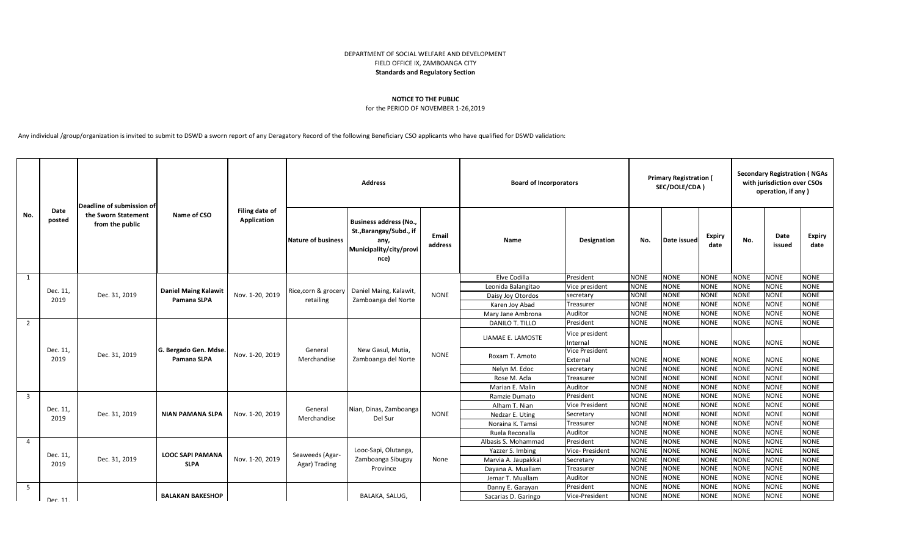DEPARTMENT OF SOCIAL WELFARE AND DEVELOPMENT
FIELD OFFICE IX, ZAMBOANGA CITY
**Standards and Regulatory Section**

**NOTICE TO THE PUBLIC**
for the PERIOD OF NOVEMBER 1-26,2019

Any individual /group/organization is invited to submit to DSWD a sworn report of any Deragatory Record of the following Beneficiary CSO applicants who have qualified for DSWD validation:

| No. | Date posted | Deadline of submission of the Sworn Statement from the public | Name of CSO | Filing date of Application | Address | | | Board of Incorporators | | Primary Registration ( SEC/DOLE/CDA ) | | | Secondary Registration ( NGAs with jurisdiction over CSOs operation, if any ) | | |
|---|---|---|---|---|---|---|---|---|---|---|---|---|---|---|---|
| | | | | | Nature of business | Business address (No., St.,Barangay/Subd., if any, Municipality/city/province) | Email address | Name | Designation | No. | Date issued | Expiry date | No. | Date issued | Expiry date |
| 1 | Dec. 11, 2019 | Dec. 31, 2019 | **Daniel Maing Kalawit Pamana SLPA** | Nov. 1-20, 2019 | Rice,corn & grocery retailing | Daniel Maing, Kalawit, Zamboanga del Norte | NONE | Elve Codilla | President | NONE | NONE | NONE | NONE | NONE | NONE |
| | | | | | | | | Leonida Balangitao | Vice president | NONE | NONE | NONE | NONE | NONE | NONE |
| | | | | | | | | Daisy Joy Otordos | secretary | NONE | NONE | NONE | NONE | NONE | NONE |
| | | | | | | | | Karen Joy Abad | Treasurer | NONE | NONE | NONE | NONE | NONE | NONE |
| | | | | | | | | Mary Jane Ambrona | Auditor | NONE | NONE | NONE | NONE | NONE | NONE |
| 2 | Dec. 11, 2019 | Dec. 31, 2019 | **G. Bergado Gen. Mdse. Pamana SLPA** | Nov. 1-20, 2019 | General Merchandise | New Gasul, Mutia, Zamboanga del Norte | NONE | DANILO T. TILLO | President | NONE | NONE | NONE | NONE | NONE | NONE |
| | | | | | | | | LIAMAE E. LAMOSTE | Vice president Internal | NONE | NONE | NONE | NONE | NONE | NONE |
| | | | | | | | | Roxam T. Amoto | Vice President External | NONE | NONE | NONE | NONE | NONE | NONE |
| | | | | | | | | Nelyn M. Edoc | secretary | NONE | NONE | NONE | NONE | NONE | NONE |
| | | | | | | | | Rose M. Acla | Treasurer | NONE | NONE | NONE | NONE | NONE | NONE |
| | | | | | | | | Marian E. Malin | Auditor | NONE | NONE | NONE | NONE | NONE | NONE |
| 3 | Dec. 11, 2019 | Dec. 31, 2019 | **NIAN PAMANA SLPA** | Nov. 1-20, 2019 | General Merchandise | Nian, Dinas, Zamboanga Del Sur | NONE | Ramzie Dumato | President | NONE | NONE | NONE | NONE | NONE | NONE |
| | | | | | | | | Alham T. Nian | Vice President | NONE | NONE | NONE | NONE | NONE | NONE |
| | | | | | | | | Nedzar E. Uting | Secretary | NONE | NONE | NONE | NONE | NONE | NONE |
| | | | | | | | | Noraina K. Tamsi | Treasurer | NONE | NONE | NONE | NONE | NONE | NONE |
| | | | | | | | | Ruela Reconalla | Auditor | NONE | NONE | NONE | NONE | NONE | NONE |
| 4 | Dec. 11, 2019 | Dec. 31, 2019 | **LOOC SAPI PAMANA SLPA** | Nov. 1-20, 2019 | Seaweeds (Agar-Agar) Trading | Looc-Sapi, Olutanga, Zamboanga Sibugay Province | None | Albasis S. Mohammad | President | NONE | NONE | NONE | NONE | NONE | NONE |
| | | | | | | | | Yazzer S. Imbing | Vice- President | NONE | NONE | NONE | NONE | NONE | NONE |
| | | | | | | | | Marvia A. Jaupakkal | Secretary | NONE | NONE | NONE | NONE | NONE | NONE |
| | | | | | | | | Dayana A. Muallam | Treasurer | NONE | NONE | NONE | NONE | NONE | NONE |
| | | | | | | | | Jemar T. Muallam | Auditor | NONE | NONE | NONE | NONE | NONE | NONE |
| 5 | Dec. 11 | | **BALAKAN BAKESHOP** | | | BALAKA, SALUG, | | Danny E. Garayan | President | NONE | NONE | NONE | NONE | NONE | NONE |
| | | | | | | | | Sacarias D. Garingo | Vice-President | NONE | NONE | NONE | NONE | NONE | NONE |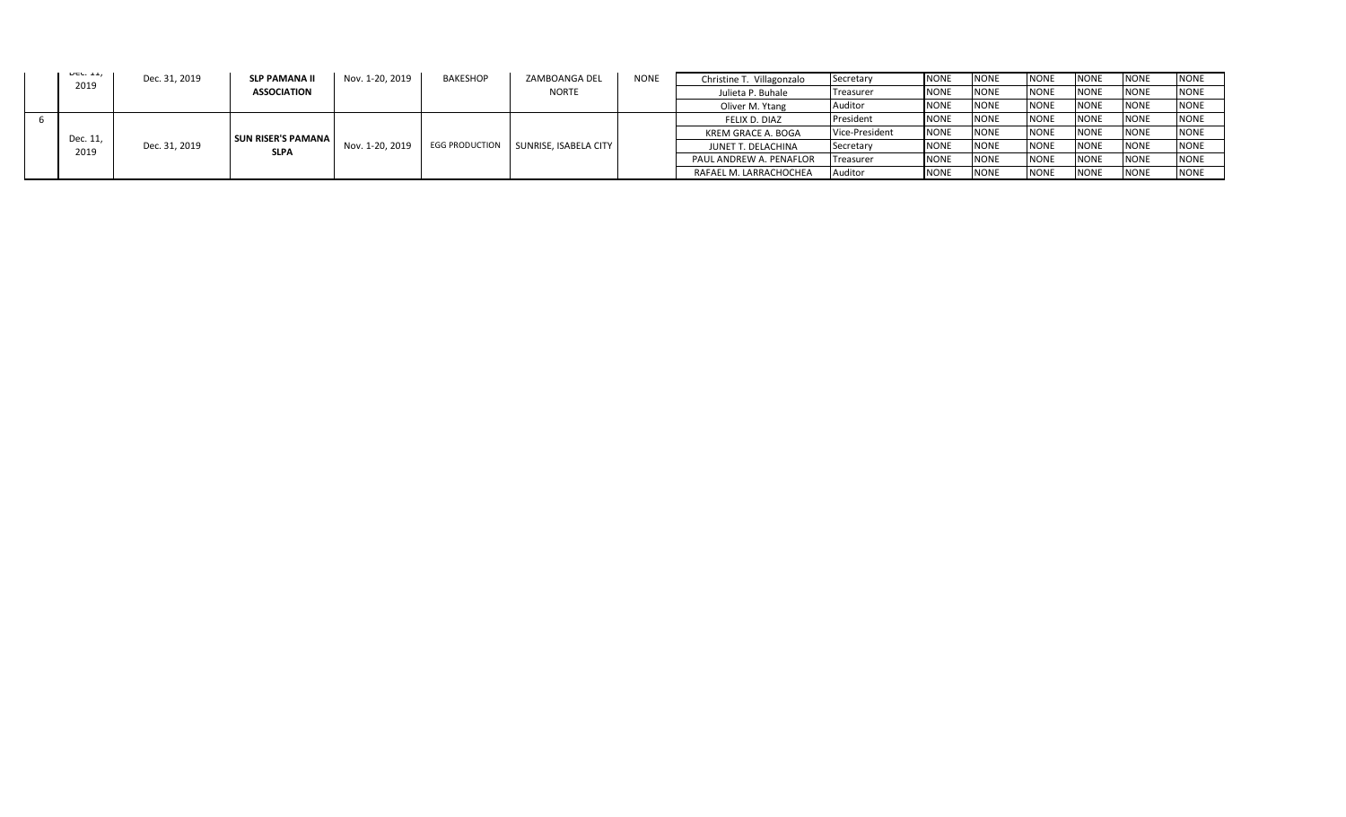| | | | | | | | | | | | | | | | | |
|---|---|---|---|---|---|---|---|---|---|---|---|---|---|---|---|---|
| | Dec. 11, 2019 | Dec. 31, 2019 | **SLP PAMANA II ASSOCIATION** | Nov. 1-20, 2019 | BAKESHOP | ZAMBOANGA DEL NORTE | NONE | Christine T. Villagonzalo | Secretary | NONE | NONE | NONE | NONE | NONE | NONE |
| | | | | | | | | Julieta P. Buhale | Treasurer | NONE | NONE | NONE | NONE | NONE | NONE |
| | | | | | | | | Oliver M. Ytang | Auditor | NONE | NONE | NONE | NONE | NONE | NONE |
| 6 | Dec. 11, 2019 | Dec. 31, 2019 | **SUN RISER'S PAMANA SLPA** | Nov. 1-20, 2019 | EGG PRODUCTION | SUNRISE, ISABELA CITY | | FELIX D. DIAZ | President | NONE | NONE | NONE | NONE | NONE | NONE |
| | | | | | | | | KREM GRACE A. BOGA | Vice-President | NONE | NONE | NONE | NONE | NONE | NONE |
| | | | | | | | | JUNET T. DELACHINA | Secretary | NONE | NONE | NONE | NONE | NONE | NONE |
| | | | | | | | | PAUL ANDREW A. PENAFLOR | Treasurer | NONE | NONE | NONE | NONE | NONE | NONE |
| | | | | | | | | RAFAEL M. LARRACHOCHEA | Auditor | NONE | NONE | NONE | NONE | NONE | NONE |